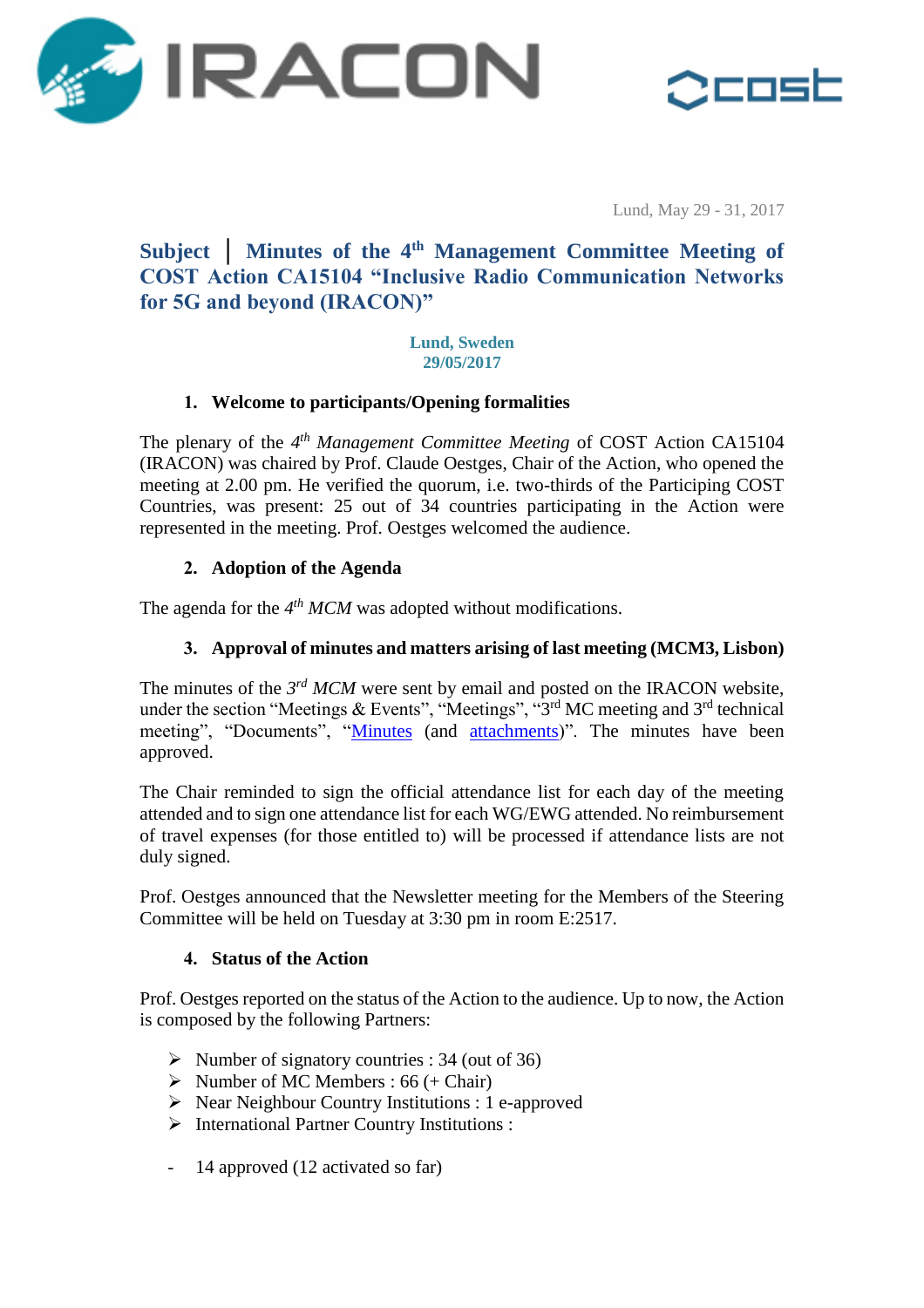Lund, May 29 - 31, 2017

# Subject | Minutes of the 4th Management Committee Meeting of COST Action CA15104 "Inclusive Radio Communication Networks for 5G and beyond (IRACON)"

**Lund, Sweden**
**29/05/2017**

## 1. Welcome to participants/Opening formalities

The plenary of the *4th Management Committee Meeting* of COST Action CA15104 (IRACON) was chaired by Prof. Claude Oestges, Chair of the Action, who opened the meeting at 2.00 pm. He verified the quorum, i.e. two-thirds of the Participating COST Countries, was present: 25 out of 34 countries participating in the Action were represented in the meeting. Prof. Oestges welcomed the audience.

## 2. Adoption of the Agenda

The agenda for the *4th MCM* was adopted without modifications.

## 3. Approval of minutes and matters arising of last meeting (MCM3, Lisbon)

The minutes of the *3rd MCM* were sent by email and posted on the IRACON website, under the section "Meetings & Events", "Meetings", "3rd MC meeting and 3rd technical meeting", "Documents", "Minutes (and attachments)". The minutes have been approved.

The Chair reminded to sign the official attendance list for each day of the meeting attended and to sign one attendance list for each WG/EWG attended. No reimbursement of travel expenses (for those entitled to) will be processed if attendance lists are not duly signed.

Prof. Oestges announced that the Newsletter meeting for the Members of the Steering Committee will be held on Tuesday at 3:30 pm in room E:2517.

## 4. Status of the Action

Prof. Oestges reported on the status of the Action to the audience. Up to now, the Action is composed by the following Partners:

- Number of signatory countries : 34 (out of 36)
- Number of MC Members : 66 (+ Chair)
- Near Neighbour Country Institutions : 1 e-approved
- International Partner Country Institutions :

- 14 approved (12 activated so far)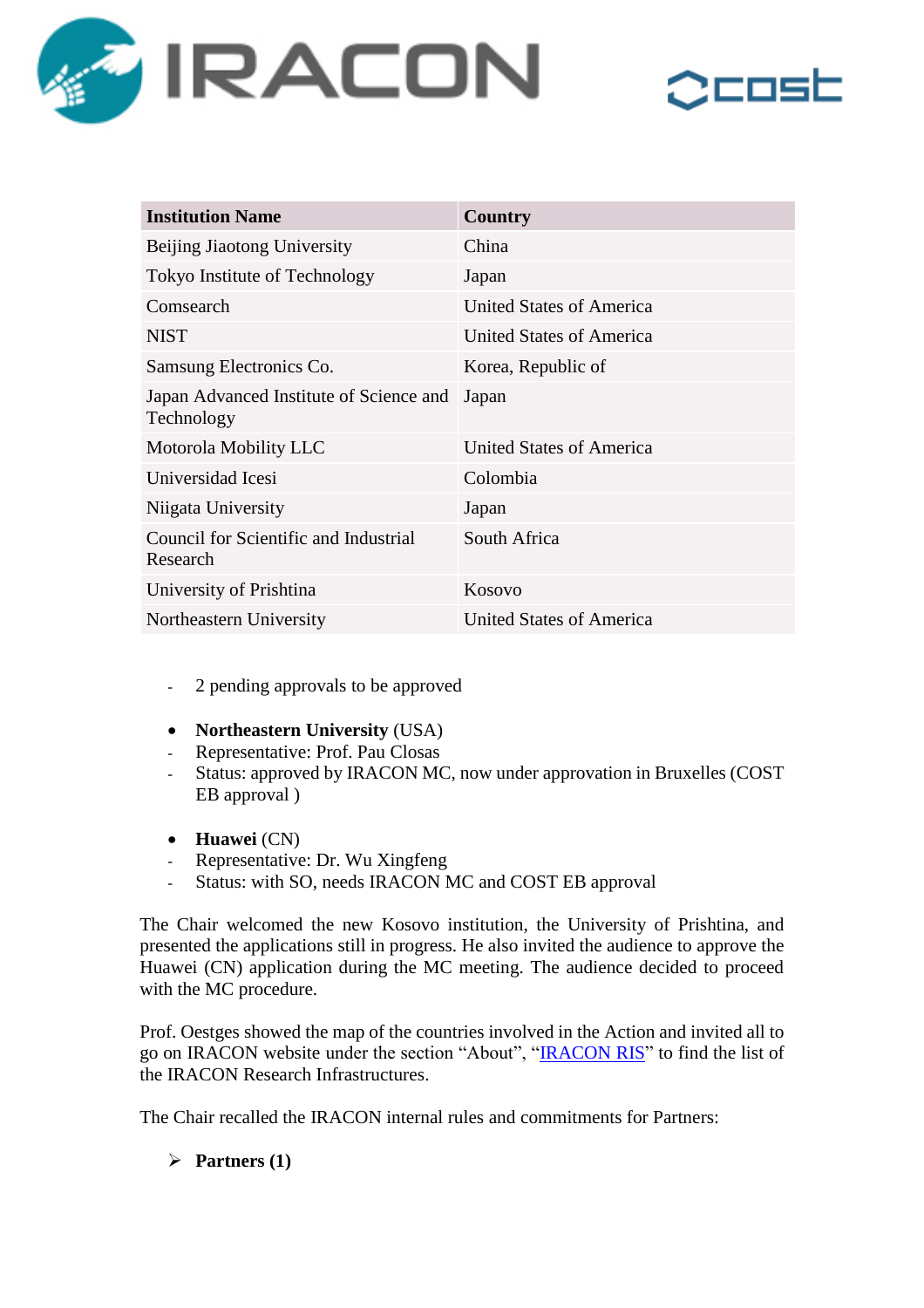| Institution Name | Country |
| --- | --- |
| Beijing Jiaotong University | China |
| Tokyo Institute of Technology | Japan |
| Comsearch | United States of America |
| NIST | United States of America |
| Samsung Electronics Co. | Korea, Republic of |
| Japan Advanced Institute of Science and Technology | Japan |
| Motorola Mobility LLC | United States of America |
| Universidad Icesi | Colombia |
| Niigata University | Japan |
| Council for Scientific and Industrial Research | South Africa |
| University of Prishtina | Kosovo |
| Northeastern University | United States of America |

- 2 pending approvals to be approved

- **Northeastern University** (USA)
  - Representative: Prof. Pau Closas
  - Status: approved by IRACON MC, now under approvation in Bruxelles (COST EB approval )

- **Huawei** (CN)
  - Representative: Dr. Wu Xingfeng
  - Status: with SO, needs IRACON MC and COST EB approval

The Chair welcomed the new Kosovo institution, the University of Prishtina, and presented the applications still in progress. He also invited the audience to approve the Huawei (CN) application during the MC meeting. The audience decided to proceed with the MC procedure.

Prof. Oestges showed the map of the countries involved in the Action and invited all to go on IRACON website under the section "About", "IRACON RIS" to find the list of the IRACON Research Infrastructures.

The Chair recalled the IRACON internal rules and commitments for Partners:

- **Partners (1)**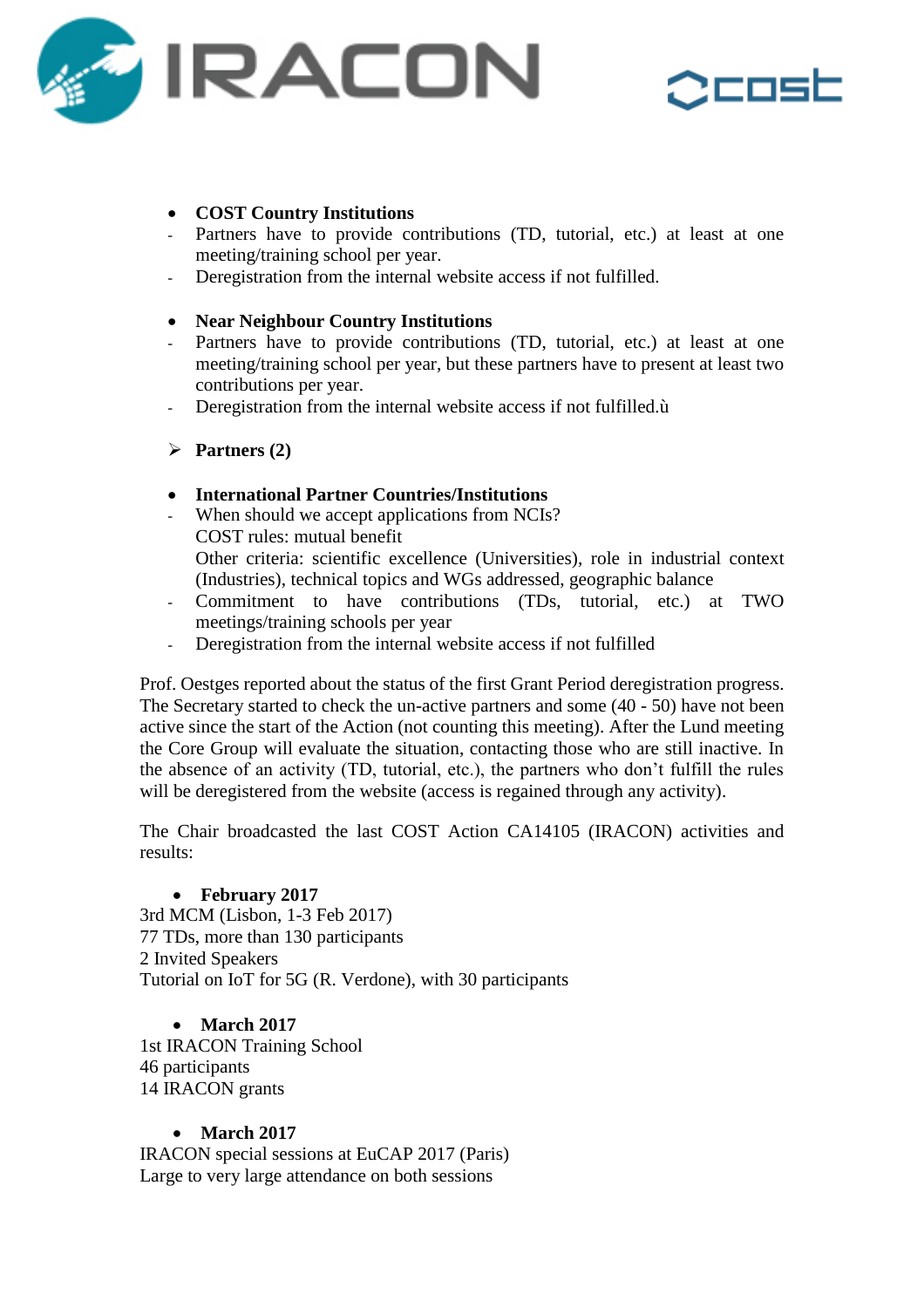- **COST Country Institutions**
  - Partners have to provide contributions (TD, tutorial, etc.) at least at one meeting/training school per year.
  - Deregistration from the internal website access if not fulfilled.

- **Near Neighbour Country Institutions**
  - Partners have to provide contributions (TD, tutorial, etc.) at least at one meeting/training school per year, but these partners have to present at least two contributions per year.
  - Deregistration from the internal website access if not fulfilled.ù

➢ **Partners (2)**

- **International Partner Countries/Institutions**
  - When should we accept applications from NCIs?
    COST rules: mutual benefit
    Other criteria: scientific excellence (Universities), role in industrial context (Industries), technical topics and WGs addressed, geographic balance
  - Commitment to have contributions (TDs, tutorial, etc.) at TWO meetings/training schools per year
  - Deregistration from the internal website access if not fulfilled

Prof. Oestges reported about the status of the first Grant Period deregistration progress. The Secretary started to check the un-active partners and some (40 - 50) have not been active since the start of the Action (not counting this meeting). After the Lund meeting the Core Group will evaluate the situation, contacting those who are still inactive. In the absence of an activity (TD, tutorial, etc.), the partners who don't fulfill the rules will be deregistered from the website (access is regained through any activity).

The Chair broadcasted the last COST Action CA14105 (IRACON) activities and results:

- **February 2017**

3rd MCM (Lisbon, 1-3 Feb 2017)
77 TDs, more than 130 participants
2 Invited Speakers
Tutorial on IoT for 5G (R. Verdone), with 30 participants

- **March 2017**

1st IRACON Training School
46 participants
14 IRACON grants

- **March 2017**

IRACON special sessions at EuCAP 2017 (Paris)
Large to very large attendance on both sessions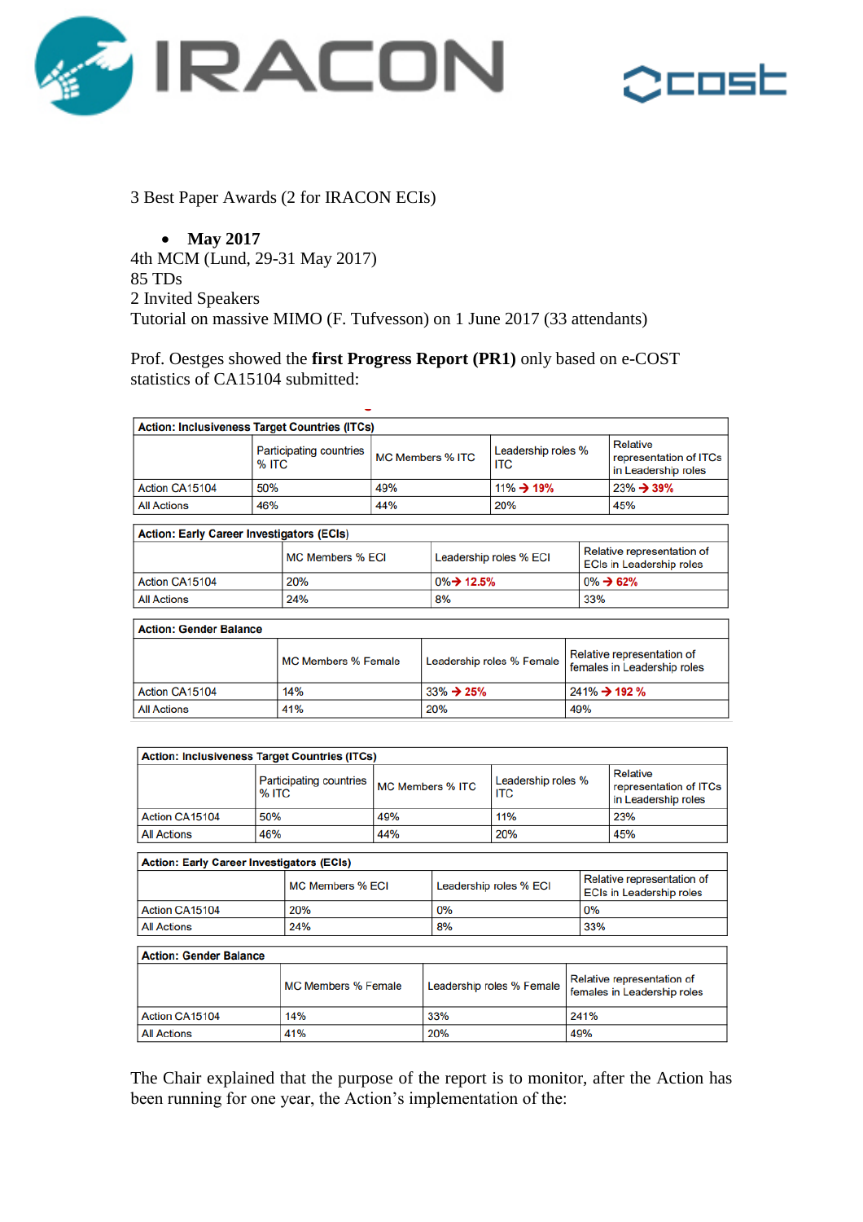3 Best Paper Awards (2 for IRACON ECIs)

- **May 2017**

4th MCM (Lund, 29-31 May 2017)
85 TDs
2 Invited Speakers
Tutorial on massive MIMO (F. Tufvesson) on 1 June 2017 (33 attendants)

Prof. Oestges showed the **first Progress Report (PR1)** only based on e-COST statistics of CA15104 submitted:

| Action: Inclusiveness Target Countries (ITCs) | | | | |
|---|---|---|---|---|
| | Participating countries % ITC | MC Members % ITC | Leadership roles % ITC | Relative representation of ITCs in Leadership roles |
| Action CA15104 | 50% | 49% | 11% → 19% | 23% → 39% |
| All Actions | 46% | 44% | 20% | 45% |

| Action: Early Career Investigators (ECIs) | | | |
|---|---|---|---|
| | MC Members % ECI | Leadership roles % ECI | Relative representation of ECIs in Leadership roles |
| Action CA15104 | 20% | 0% → 12.5% | 0% → 62% |
| All Actions | 24% | 8% | 33% |

| Action: Gender Balance | | | |
|---|---|---|---|
| | MC Members % Female | Leadership roles % Female | Relative representation of females in Leadership roles |
| Action CA15104 | 14% | 33% → 25% | 241% → 192 % |
| All Actions | 41% | 20% | 49% |

| Action: Inclusiveness Target Countries (ITCs) | | | | |
|---|---|---|---|---|
| | Participating countries % ITC | MC Members % ITC | Leadership roles % ITC | Relative representation of ITCs in Leadership roles |
| Action CA15104 | 50% | 49% | 11% | 23% |
| All Actions | 46% | 44% | 20% | 45% |

| Action: Early Career Investigators (ECIs) | | | |
|---|---|---|---|
| | MC Members % ECI | Leadership roles % ECI | Relative representation of ECIs in Leadership roles |
| Action CA15104 | 20% | 0% | 0% |
| All Actions | 24% | 8% | 33% |

| Action: Gender Balance | | | |
|---|---|---|---|
| | MC Members % Female | Leadership roles % Female | Relative representation of females in Leadership roles |
| Action CA15104 | 14% | 33% | 241% |
| All Actions | 41% | 20% | 49% |

The Chair explained that the purpose of the report is to monitor, after the Action has been running for one year, the Action's implementation of the: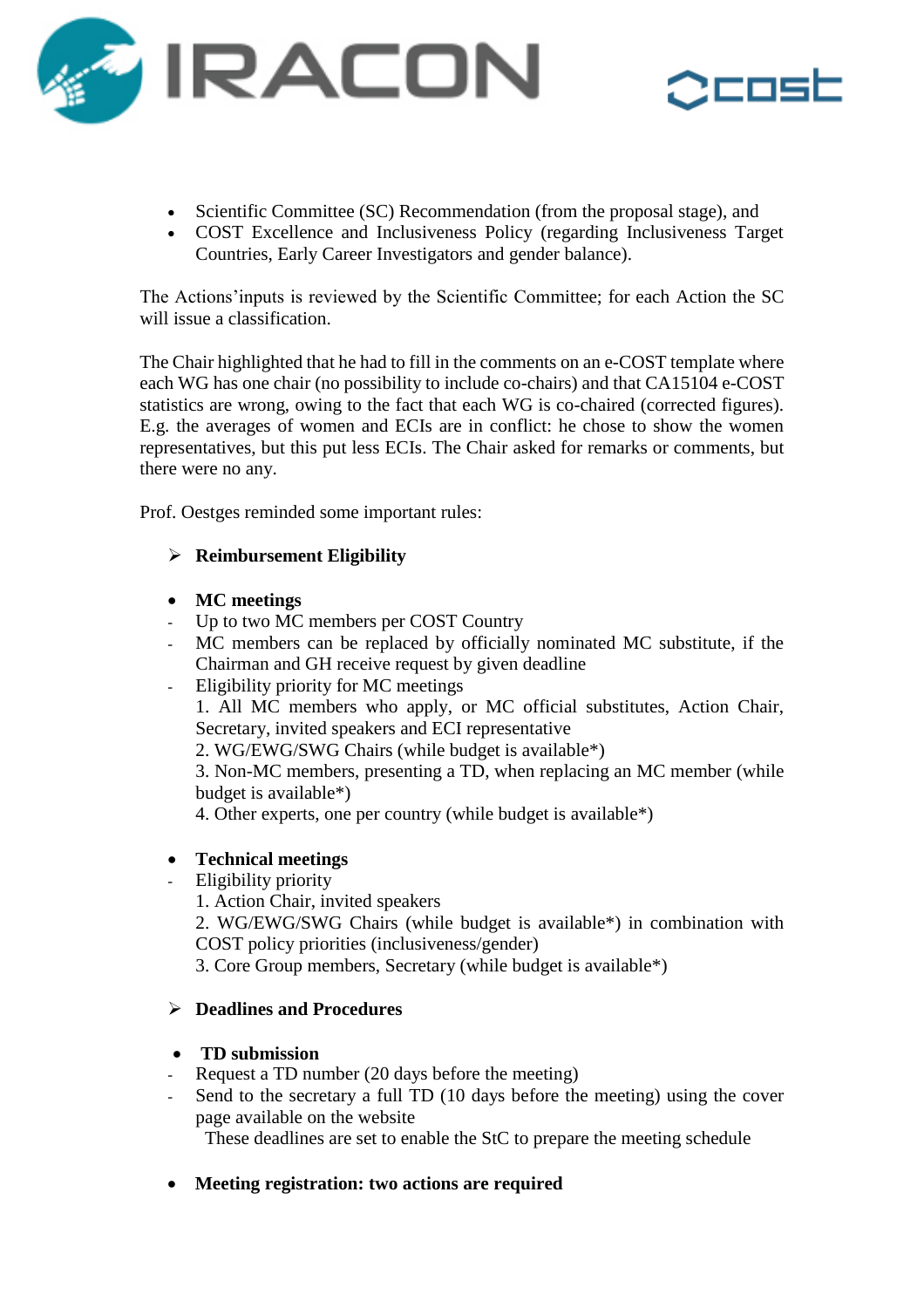- Scientific Committee (SC) Recommendation (from the proposal stage), and
- COST Excellence and Inclusiveness Policy (regarding Inclusiveness Target Countries, Early Career Investigators and gender balance).

The Actions'inputs is reviewed by the Scientific Committee; for each Action the SC will issue a classification.

The Chair highlighted that he had to fill in the comments on an e-COST template where each WG has one chair (no possibility to include co-chairs) and that CA15104 e-COST statistics are wrong, owing to the fact that each WG is co-chaired (corrected figures). E.g. the averages of women and ECIs are in conflict: he chose to show the women representatives, but this put less ECIs. The Chair asked for remarks or comments, but there were no any.

Prof. Oestges reminded some important rules:

- **Reimbursement Eligibility**

- **MC meetings**
  - Up to two MC members per COST Country
  - MC members can be replaced by officially nominated MC substitute, if the Chairman and GH receive request by given deadline
  - Eligibility priority for MC meetings
    1. All MC members who apply, or MC official substitutes, Action Chair, Secretary, invited speakers and ECI representative
    2. WG/EWG/SWG Chairs (while budget is available*)
    3. Non-MC members, presenting a TD, when replacing an MC member (while budget is available*)
    4. Other experts, one per country (while budget is available*)

- **Technical meetings**
  - Eligibility priority
    1. Action Chair, invited speakers
    2. WG/EWG/SWG Chairs (while budget is available*) in combination with COST policy priorities (inclusiveness/gender)
    3. Core Group members, Secretary (while budget is available*)

- **Deadlines and Procedures**

- **TD submission**
  - Request a TD number (20 days before the meeting)
  - Send to the secretary a full TD (10 days before the meeting) using the cover page available on the website

    These deadlines are set to enable the StC to prepare the meeting schedule

- **Meeting registration: two actions are required**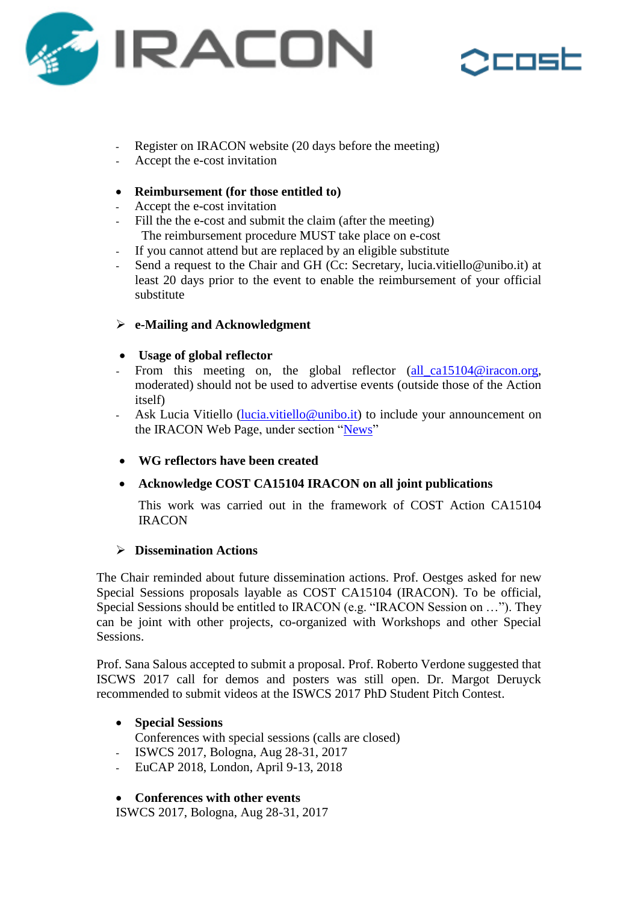- Register on IRACON website (20 days before the meeting)
- Accept the e-cost invitation

- **Reimbursement (for those entitled to)**
- Accept the e-cost invitation
- Fill the the e-cost and submit the claim (after the meeting)
  The reimbursement procedure MUST take place on e-cost
- If you cannot attend but are replaced by an eligible substitute
- Send a request to the Chair and GH (Cc: Secretary, lucia.vitiello@unibo.it) at least 20 days prior to the event to enable the reimbursement of your official substitute

➢ **e-Mailing and Acknowledgment**

- **Usage of global reflector**
- From this meeting on, the global reflector (all_ca15104@iracon.org, moderated) should not be used to advertise events (outside those of the Action itself)
- Ask Lucia Vitiello (lucia.vitiello@unibo.it) to include your announcement on the IRACON Web Page, under section "News"

- **WG reflectors have been created**

- **Acknowledge COST CA15104 IRACON on all joint publications**

  This work was carried out in the framework of COST Action CA15104 IRACON

➢ **Dissemination Actions**

The Chair reminded about future dissemination actions. Prof. Oestges asked for new Special Sessions proposals layable as COST CA15104 (IRACON). To be official, Special Sessions should be entitled to IRACON (e.g. "IRACON Session on …"). They can be joint with other projects, co-organized with Workshops and other Special Sessions.

Prof. Sana Salous accepted to submit a proposal. Prof. Roberto Verdone suggested that ISCWS 2017 call for demos and posters was still open. Dr. Margot Deruyck recommended to submit videos at the ISWCS 2017 PhD Student Pitch Contest.

- **Special Sessions**
  Conferences with special sessions (calls are closed)
- ISWCS 2017, Bologna, Aug 28-31, 2017
- EuCAP 2018, London, April 9-13, 2018

- **Conferences with other events**

ISWCS 2017, Bologna, Aug 28-31, 2017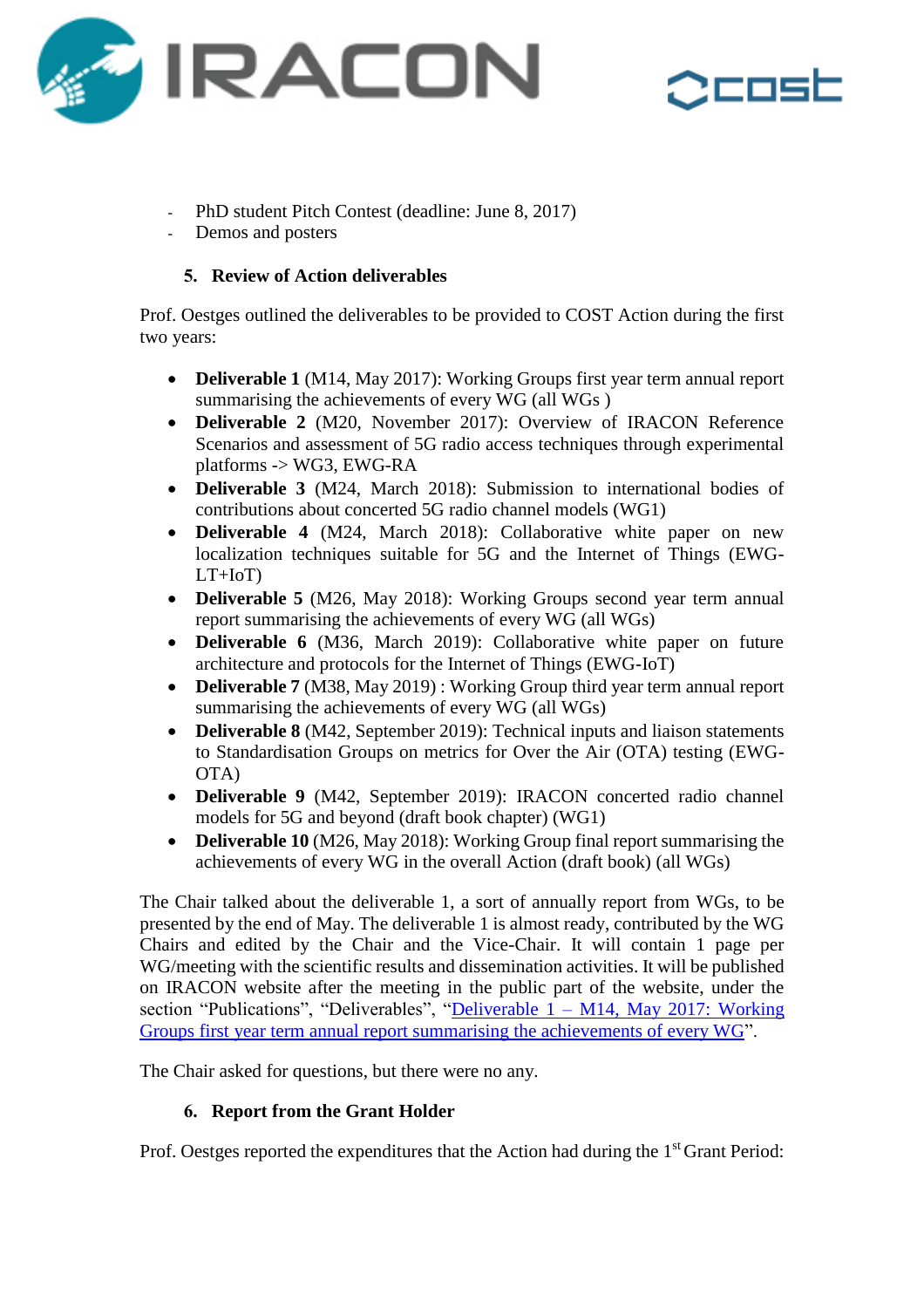- PhD student Pitch Contest (deadline: June 8, 2017)
- Demos and posters

### 5. Review of Action deliverables

Prof. Oestges outlined the deliverables to be provided to COST Action during the first two years:

- **Deliverable 1** (M14, May 2017): Working Groups first year term annual report summarising the achievements of every WG (all WGs )
- **Deliverable 2** (M20, November 2017): Overview of IRACON Reference Scenarios and assessment of 5G radio access techniques through experimental platforms -> WG3, EWG-RA
- **Deliverable 3** (M24, March 2018): Submission to international bodies of contributions about concerted 5G radio channel models (WG1)
- **Deliverable 4** (M24, March 2018): Collaborative white paper on new localization techniques suitable for 5G and the Internet of Things (EWG-LT+IoT)
- **Deliverable 5** (M26, May 2018): Working Groups second year term annual report summarising the achievements of every WG (all WGs)
- **Deliverable 6** (M36, March 2019): Collaborative white paper on future architecture and protocols for the Internet of Things (EWG-IoT)
- **Deliverable 7** (M38, May 2019) : Working Group third year term annual report summarising the achievements of every WG (all WGs)
- **Deliverable 8** (M42, September 2019): Technical inputs and liaison statements to Standardisation Groups on metrics for Over the Air (OTA) testing (EWG-OTA)
- **Deliverable 9** (M42, September 2019): IRACON concerted radio channel models for 5G and beyond (draft book chapter) (WG1)
- **Deliverable 10** (M26, May 2018): Working Group final report summarising the achievements of every WG in the overall Action (draft book) (all WGs)

The Chair talked about the deliverable 1, a sort of annually report from WGs, to be presented by the end of May. The deliverable 1 is almost ready, contributed by the WG Chairs and edited by the Chair and the Vice-Chair. It will contain 1 page per WG/meeting with the scientific results and dissemination activities. It will be published on IRACON website after the meeting in the public part of the website, under the section "Publications", "Deliverables", "Deliverable 1 – M14, May 2017: Working Groups first year term annual report summarising the achievements of every WG".

The Chair asked for questions, but there were no any.

### 6. Report from the Grant Holder

Prof. Oestges reported the expenditures that the Action had during the 1st Grant Period: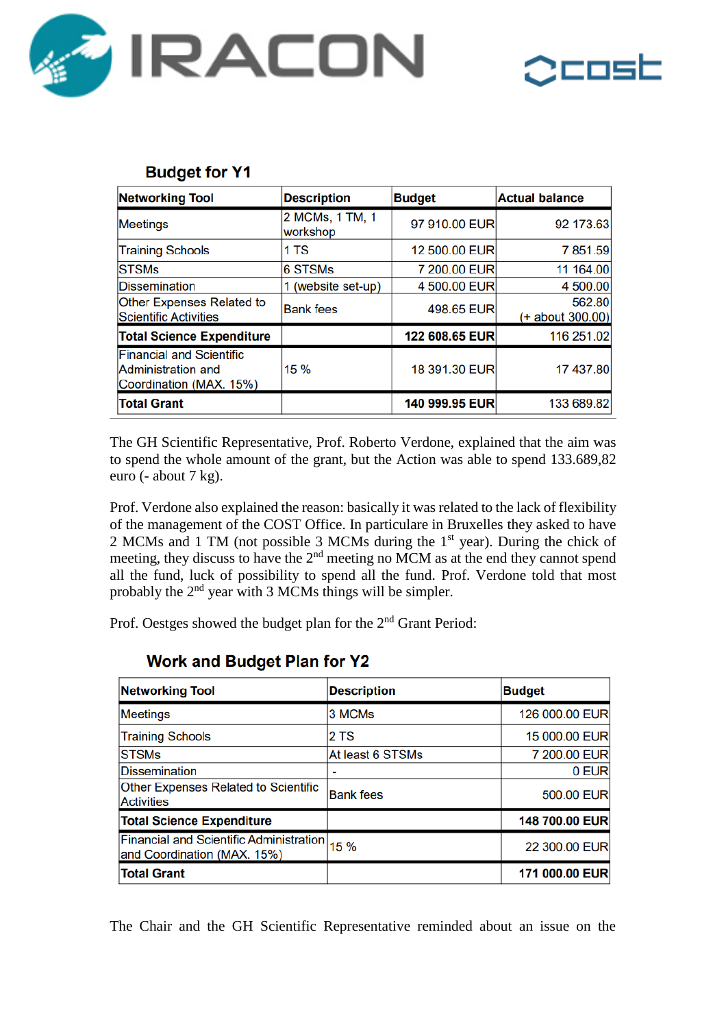## Budget for Y1

| Networking Tool | Description | Budget | Actual balance |
|---|---|---|---|
| Meetings | 2 MCMs, 1 TM, 1 workshop | 97 910.00 EUR | 92 173.63 |
| Training Schools | 1 TS | 12 500.00 EUR | 7 851.59 |
| STSMs | 6 STSMs | 7 200.00 EUR | 11 164.00 |
| Dissemination | 1 (website set-up) | 4 500.00 EUR | 4 500.00 |
| Other Expenses Related to Scientific Activities | Bank fees | 498.65 EUR | 562.80 (+ about 300.00) |
| **Total Science Expenditure** | | **122 608.65 EUR** | 116 251.02 |
| Financial and Scientific Administration and Coordination (MAX. 15%) | 15 % | 18 391.30 EUR | 17 437.80 |
| **Total Grant** | | **140 999.95 EUR** | 133 689.82 |

The GH Scientific Representative, Prof. Roberto Verdone, explained that the aim was to spend the whole amount of the grant, but the Action was able to spend 133.689,82 euro (- about 7 kg).

Prof. Verdone also explained the reason: basically it was related to the lack of flexibility of the management of the COST Office. In particulare in Bruxelles they asked to have 2 MCMs and 1 TM (not possible 3 MCMs during the 1st year). During the chick of meeting, they discuss to have the 2nd meeting no MCM as at the end they cannot spend all the fund, luck of possibility to spend all the fund. Prof. Verdone told that most probably the 2nd year with 3 MCMs things will be simpler.

Prof. Oestges showed the budget plan for the 2nd Grant Period:

## Work and Budget Plan for Y2

| Networking Tool | Description | Budget |
|---|---|---|
| Meetings | 3 MCMs | 126 000.00 EUR |
| Training Schools | 2 TS | 15 000.00 EUR |
| STSMs | At least 6 STSMs | 7 200.00 EUR |
| Dissemination | - | 0 EUR |
| Other Expenses Related to Scientific Activities | Bank fees | 500.00 EUR |
| **Total Science Expenditure** | | **148 700.00 EUR** |
| Financial and Scientific Administration and Coordination (MAX. 15%) | 15 % | 22 300.00 EUR |
| **Total Grant** | | **171 000.00 EUR** |

The Chair and the GH Scientific Representative reminded about an issue on the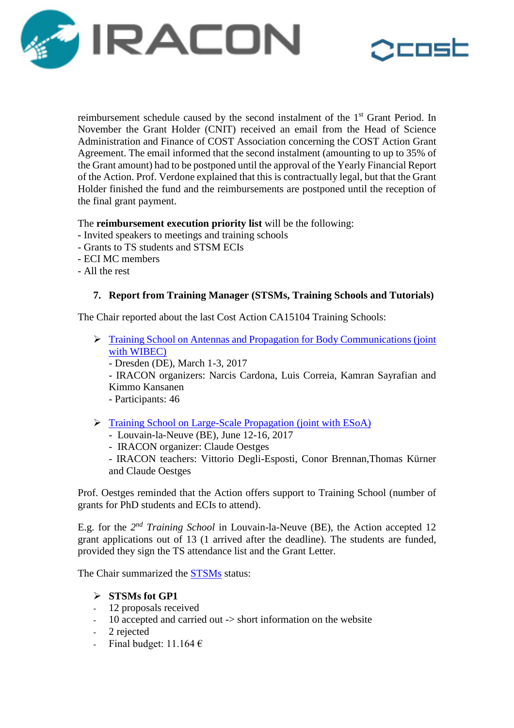reimbursement schedule caused by the second instalment of the 1st Grant Period. In November the Grant Holder (CNIT) received an email from the Head of Science Administration and Finance of COST Association concerning the COST Action Grant Agreement. The email informed that the second instalment (amounting to up to 35% of the Grant amount) had to be postponed until the approval of the Yearly Financial Report of the Action. Prof. Verdone explained that this is contractually legal, but that the Grant Holder finished the fund and the reimbursements are postponed until the reception of the final grant payment.

The **reimbursement execution priority list** will be the following:
- Invited speakers to meetings and training schools
- Grants to TS students and STSM ECIs
- ECI MC members
- All the rest

## 7. Report from Training Manager (STSMs, Training Schools and Tutorials)

The Chair reported about the last Cost Action CA15104 Training Schools:

➢ Training School on Antennas and Propagation for Body Communications (joint with WIBEC)
- Dresden (DE), March 1-3, 2017
- IRACON organizers: Narcis Cardona, Luis Correia, Kamran Sayrafian and Kimmo Kansanen
- Participants: 46

➢ Training School on Large-Scale Propagation (joint with ESoA)
- Louvain-la-Neuve (BE), June 12-16, 2017
- IRACON organizer: Claude Oestges
- IRACON teachers: Vittorio Degli-Esposti, Conor Brennan,Thomas Kürner and Claude Oestges

Prof. Oestges reminded that the Action offers support to Training School (number of grants for PhD students and ECIs to attend).

E.g. for the 2nd *Training School* in Louvain-la-Neuve (BE), the Action accepted 12 grant applications out of 13 (1 arrived after the deadline). The students are funded, provided they sign the TS attendance list and the Grant Letter.

The Chair summarized the STSMs status:

➢ **STSMs fot GP1**
- 12 proposals received
- 10 accepted and carried out -> short information on the website
- 2 rejected
- Final budget: 11.164 €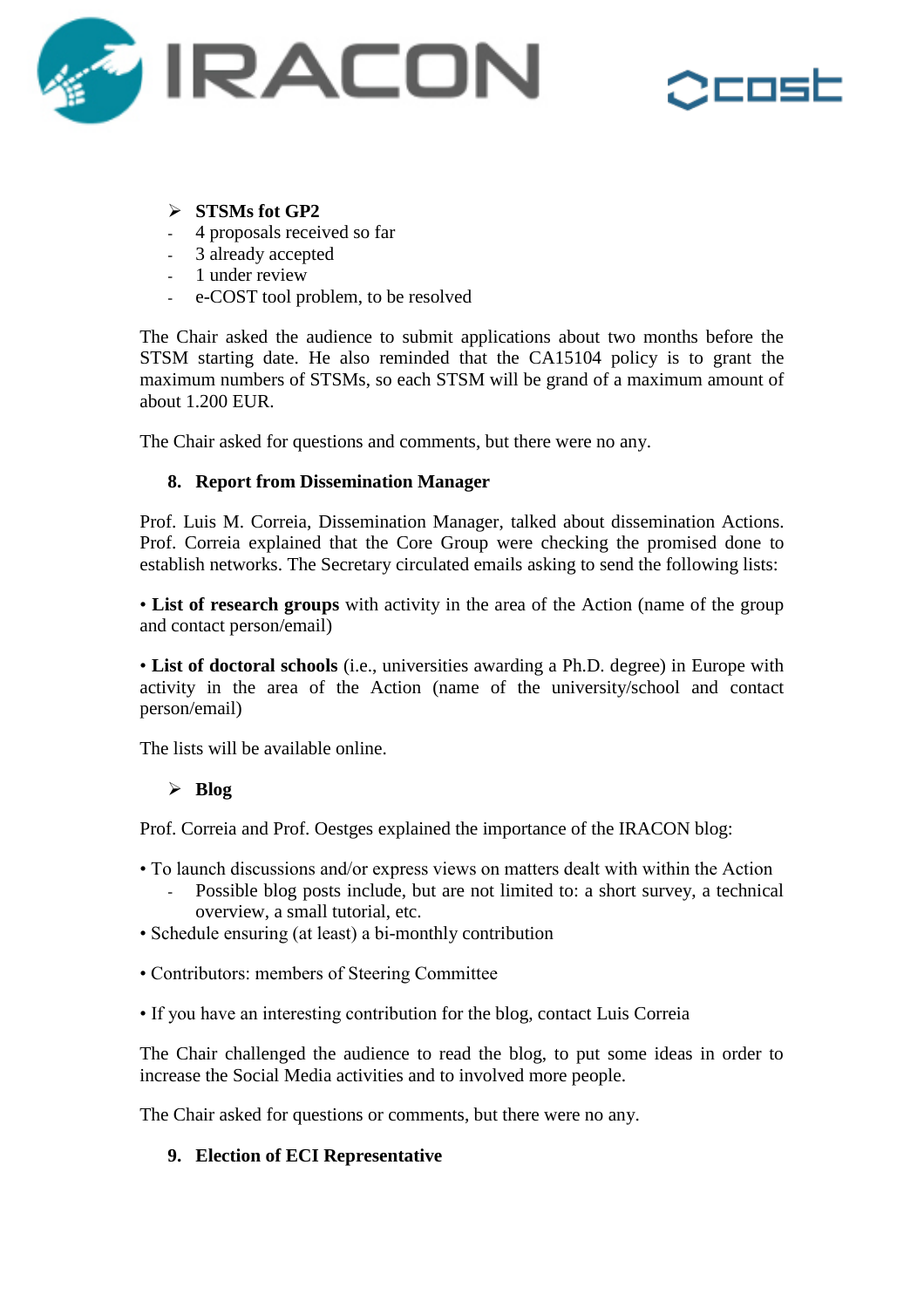- **STSMs fot GP2**
  - 4 proposals received so far
  - 3 already accepted
  - 1 under review
  - e-COST tool problem, to be resolved

The Chair asked the audience to submit applications about two months before the STSM starting date. He also reminded that the CA15104 policy is to grant the maximum numbers of STSMs, so each STSM will be grand of a maximum amount of about 1.200 EUR.

The Chair asked for questions and comments, but there were no any.

## 8. Report from Dissemination Manager

Prof. Luis M. Correia, Dissemination Manager, talked about dissemination Actions. Prof. Correia explained that the Core Group were checking the promised done to establish networks. The Secretary circulated emails asking to send the following lists:

• **List of research groups** with activity in the area of the Action (name of the group and contact person/email)

• **List of doctoral schools** (i.e., universities awarding a Ph.D. degree) in Europe with activity in the area of the Action (name of the university/school and contact person/email)

The lists will be available online.

- **Blog**

Prof. Correia and Prof. Oestges explained the importance of the IRACON blog:

• To launch discussions and/or express views on matters dealt with within the Action
  - Possible blog posts include, but are not limited to: a short survey, a technical overview, a small tutorial, etc.

• Schedule ensuring (at least) a bi-monthly contribution

• Contributors: members of Steering Committee

• If you have an interesting contribution for the blog, contact Luis Correia

The Chair challenged the audience to read the blog, to put some ideas in order to increase the Social Media activities and to involved more people.

The Chair asked for questions or comments, but there were no any.

## 9. Election of ECI Representative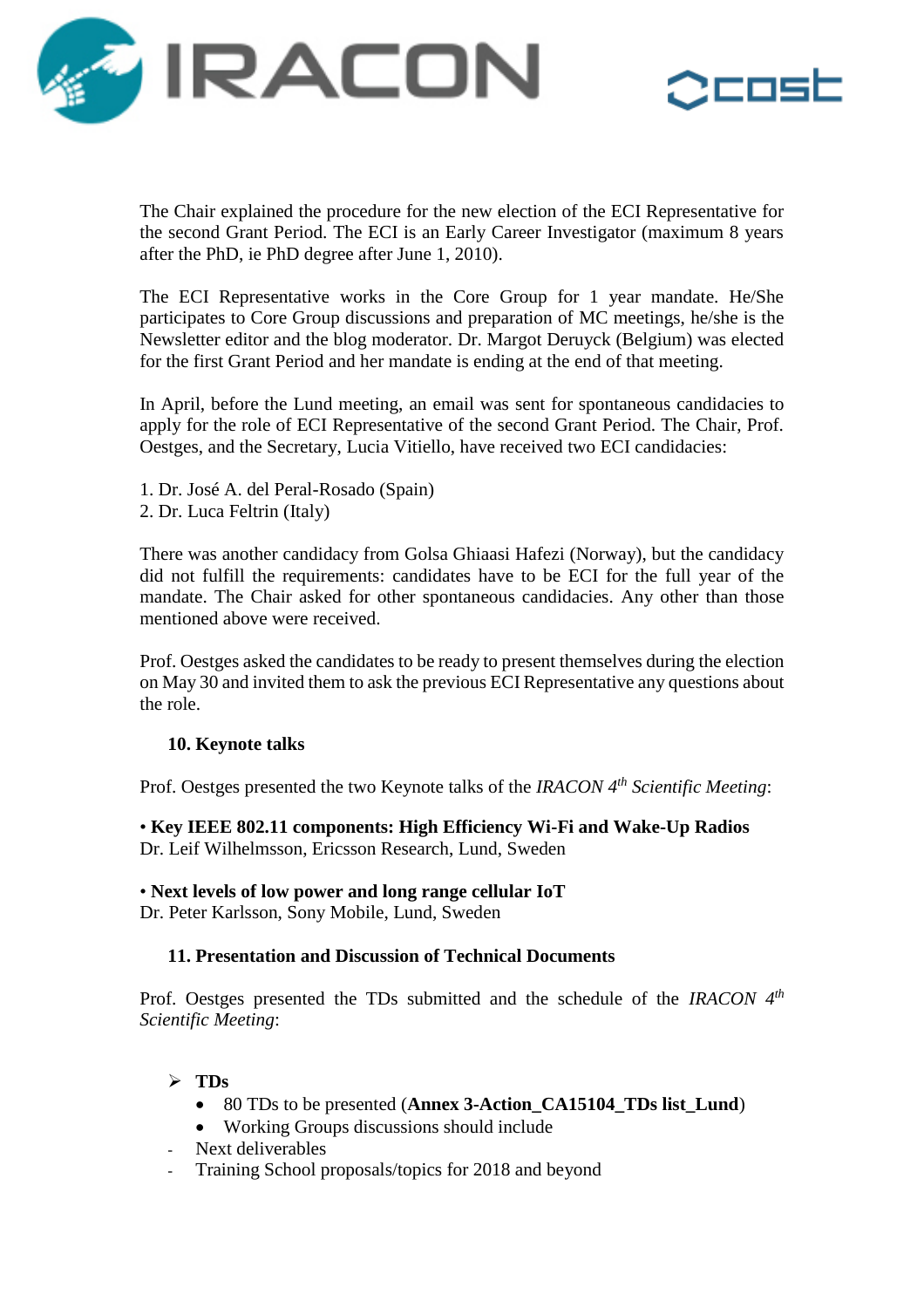The Chair explained the procedure for the new election of the ECI Representative for the second Grant Period. The ECI is an Early Career Investigator (maximum 8 years after the PhD, ie PhD degree after June 1, 2010).

The ECI Representative works in the Core Group for 1 year mandate. He/She participates to Core Group discussions and preparation of MC meetings, he/she is the Newsletter editor and the blog moderator. Dr. Margot Deruyck (Belgium) was elected for the first Grant Period and her mandate is ending at the end of that meeting.

In April, before the Lund meeting, an email was sent for spontaneous candidacies to apply for the role of ECI Representative of the second Grant Period. The Chair, Prof. Oestges, and the Secretary, Lucia Vitiello, have received two ECI candidacies:

1. Dr. José A. del Peral-Rosado (Spain)
2. Dr. Luca Feltrin (Italy)

There was another candidacy from Golsa Ghiaasi Hafezi (Norway), but the candidacy did not fulfill the requirements: candidates have to be ECI for the full year of the mandate. The Chair asked for other spontaneous candidacies. Any other than those mentioned above were received.

Prof. Oestges asked the candidates to be ready to present themselves during the election on May 30 and invited them to ask the previous ECI Representative any questions about the role.

## 10. Keynote talks

Prof. Oestges presented the two Keynote talks of the *IRACON 4th Scientific Meeting*:

• **Key IEEE 802.11 components: High Efficiency Wi-Fi and Wake-Up Radios**
Dr. Leif Wilhelmsson, Ericsson Research, Lund, Sweden

• **Next levels of low power and long range cellular IoT**
Dr. Peter Karlsson, Sony Mobile, Lund, Sweden

## 11. Presentation and Discussion of Technical Documents

Prof. Oestges presented the TDs submitted and the schedule of the *IRACON 4th Scientific Meeting*:

- **TDs**
  - 80 TDs to be presented (**Annex 3-Action_CA15104_TDs list_Lund**)
  - Working Groups discussions should include
- Next deliverables
- Training School proposals/topics for 2018 and beyond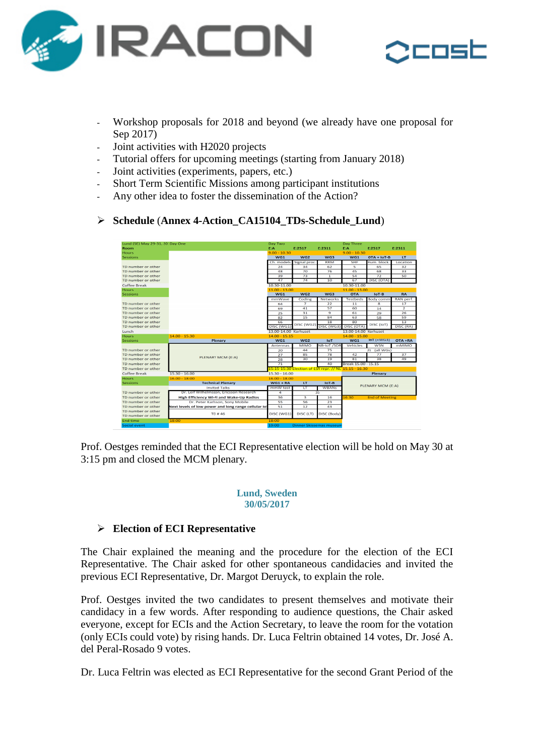- Workshop proposals for 2018 and beyond (we already have one proposal for Sep 2017)
- Joint activities with H2020 projects
- Tutorial offers for upcoming meetings (starting from January 2018)
- Joint activities (experiments, papers, etc.)
- Short Term Scientific Missions among participant institutions
- Any other idea to foster the dissemination of the Action?

➢ **Schedule** (**Annex 4-Action_CA15104_TDs-Schedule_Lund**)

| Lund (SE) May 29-31, 20: Day One | | Day Two | | | Day Three | | |
|---|---|---|---|---|---|---|---|
| Room | | E:A | E:2517 | E:2311 | E:A | E:2517 | E:2311 |
| Hours | | 9.00 - 10.30 | | | 9.00 - 10.30 | | |
| Sessions | | WG1 | WG2 | WG3 | WG1 | OTA + IoT-B | LT |
| | | Ch. models | Signal proc. | RRM | SHF | Hum. block. | Location |
| TD number or other | | 24 | 34 | 62 | 5 | 65 | 32 |
| TD number or other | | 48 | 70 | 76 | 45 | 68 | 33 |
| TD number or other | | 39 | 73 | 1 | 54 | 72 | 50 |
| TD number or other | | 47 | 74 | 10 | 67 | DISC (OTA) | |
| Coffee Break | | 10.30-11.00 | | | 10.30-11.00 | | |
| Hours | | 11.00 - 13.00 | | | 11.00 - 13.00 | | |
| Sessions | | WG1 | WG2 | WG3 | OTA | IoT-B | RA |
| | | mmWave | Coding | Networks | Testbeds | Body comm | RAN perf. |
| TD number or other | | 64 | 7 | 22 | 11 | 8 | 17 |
| TD number or other | | 69 | 41 | 57 | 60 | 14 | 2 |
| TD number or other | | 25 | 31 | 9 | 61 | 29 | 26 |
| TD number or other | | 82 | 15 | 84 | 63 | 58 | 59 |
| TD number or other | | 66 | DISC (WG2) | 18 | 80 | DISC (IoT) | 13 |
| TD number or other | | DISC (WG1) | | DISC (WG3) | DISC (OTA) | | DISC (RA) |
| Lunch | | 13.00-14.00 Karhuset | | | 13.00-14.00 Karhuset | | |
| Hours | 14.00 - 15.30 | 14.00 - 15.15 | | | 14.00 - 15.00 | | |
| Sessions | Plenary | WG1 | WG2 | IoT | WG1 | IoT (+WG3) | OTA +RA |
| | | Antennas | MIMO | NB-IoT /SDR | Vehicles | WSN | mMIMO |
| TD number or other | PLENARY MCM (E:A) | 20 | 44 | 75 | | 21 (all WGs) | |
| TD number or other | | 27 | 85 | 78 | 42 | 77 | 37 |
| TD number or other | | 28 | 30 | 19 | 81 | 38 | 49 |
| TD number or other | | 71 | | 40 | Break 15.00 - 15.15 | | |
| TD number or other | | 15.15-15.30 Election of ESR repr. // NL | | | 15.15 - 16.30 | | |
| Coffee Break | 15.30 - 16.00 | 15.30 - 16.00 | | | Plenary | | |
| Hours | 16.00 - 18.00 | 16.00 - 18.00 | | | PLENARY MCM (E:A) | | |
| Sessions | Technical Plenary | WG1 + RA | LT | IoT-B | | | |
| | Invited Talks | mmW test | LT | WBANs | | | |
| TD number or other | Dr. Leif Wilhelmsson, Ericsson Research | 4 | | 35 | | | |
| TD number or other | High Efficiency Wi-Fi and Wake-Up Radios | 36 | 3 | 16 | 16:30 | End of Meeting | |
| TD number or other | Dr. Peter Karlsson, Sony Mobile | 55 | 56 | 23 | | | |
| TD number or other | Next levels of low power and long range cellular IoT | 51 | 12 | 43 | | | |
| TD number or other | TD # 46 | DISC (WG1) | DISC (LT) | DISC (Body) | | | |
| TD number or other | | | | | | | |
| End time | 18:00 | 18:00 | | | | | |
| Social event | | 19:00 | Dinner Skissernas museum | | | | |

Prof. Oestges reminded that the ECI Representative election will be hold on May 30 at 3:15 pm and closed the MCM plenary.

## Lund, Sweden
## 30/05/2017

➢ **Election of ECI Representative**

The Chair explained the meaning and the procedure for the election of the ECI Representative. The Chair asked for other spontaneous candidacies and invited the previous ECI Representative, Dr. Margot Deruyck, to explain the role.

Prof. Oestges invited the two candidates to present themselves and motivate their candidacy in a few words. After responding to audience questions, the Chair asked everyone, except for ECIs and the Action Secretary, to leave the room for the votation (only ECIs could vote) by rising hands. Dr. Luca Feltrin obtained 14 votes, Dr. José A. del Peral-Rosado 9 votes.

Dr. Luca Feltrin was elected as ECI Representative for the second Grant Period of the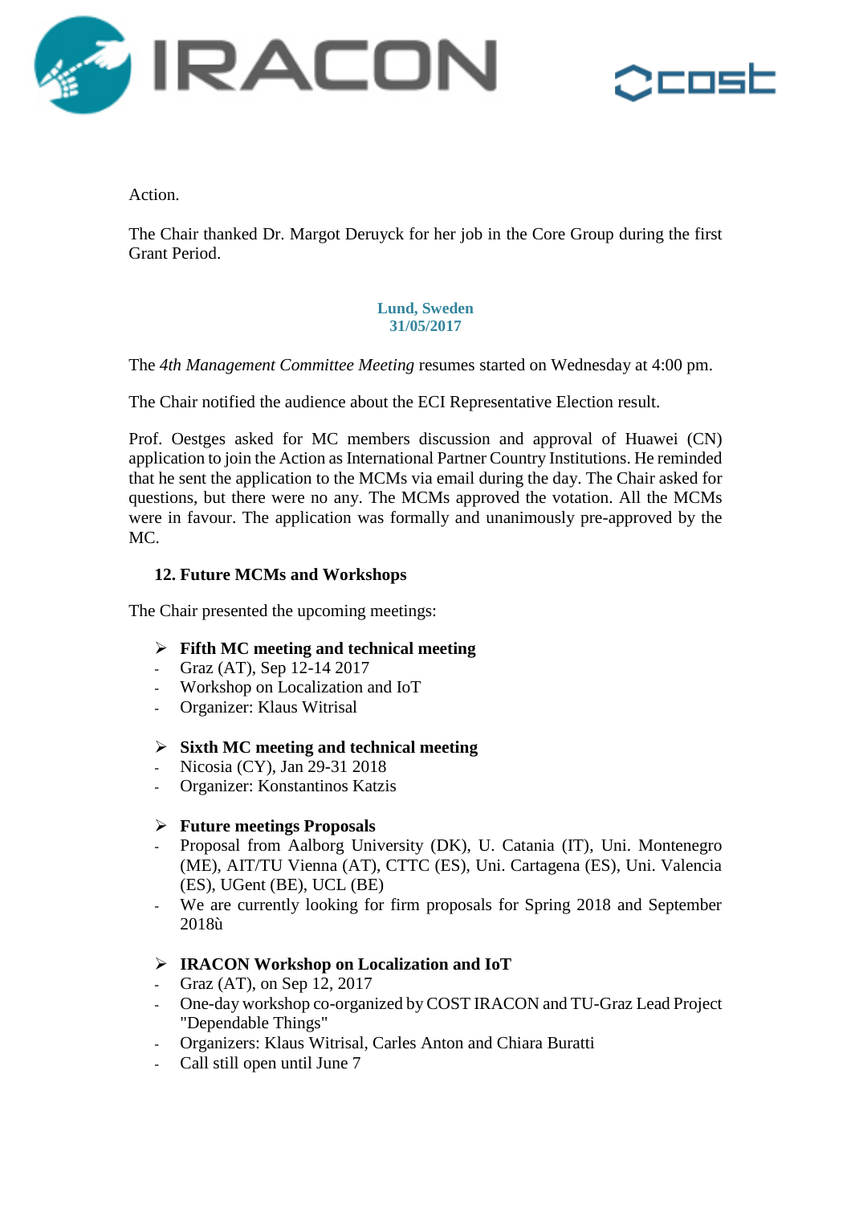Action.

The Chair thanked Dr. Margot Deruyck for her job in the Core Group during the first Grant Period.

**Lund, Sweden**
**31/05/2017**

The *4th Management Committee Meeting* resumes started on Wednesday at 4:00 pm.

The Chair notified the audience about the ECI Representative Election result.

Prof. Oestges asked for MC members discussion and approval of Huawei (CN) application to join the Action as International Partner Country Institutions. He reminded that he sent the application to the MCMs via email during the day. The Chair asked for questions, but there were no any. The MCMs approved the votation. All the MCMs were in favour. The application was formally and unanimously pre-approved by the MC.

## 12. Future MCMs and Workshops

The Chair presented the upcoming meetings:

- **Fifth MC meeting and technical meeting**
  - Graz (AT), Sep 12-14 2017
  - Workshop on Localization and IoT
  - Organizer: Klaus Witrisal

- **Sixth MC meeting and technical meeting**
  - Nicosia (CY), Jan 29-31 2018
  - Organizer: Konstantinos Katzis

- **Future meetings Proposals**
  - Proposal from Aalborg University (DK), U. Catania (IT), Uni. Montenegro (ME), AIT/TU Vienna (AT), CTTC (ES), Uni. Cartagena (ES), Uni. Valencia (ES), UGent (BE), UCL (BE)
  - We are currently looking for firm proposals for Spring 2018 and September 2018ù

- **IRACON Workshop on Localization and IoT**
  - Graz (AT), on Sep 12, 2017
  - One-day workshop co-organized by COST IRACON and TU-Graz Lead Project "Dependable Things"
  - Organizers: Klaus Witrisal, Carles Anton and Chiara Buratti
  - Call still open until June 7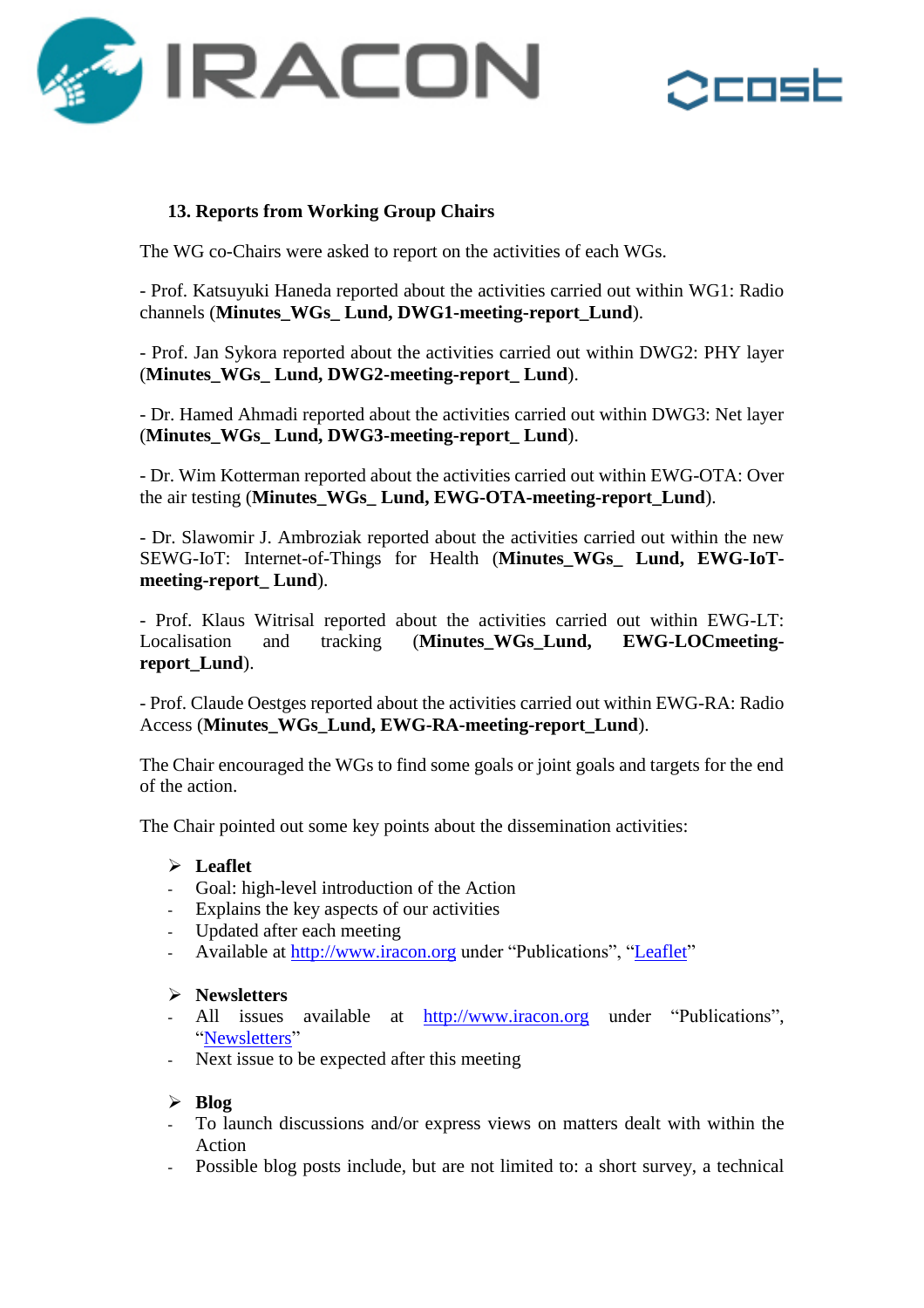## 13. Reports from Working Group Chairs

The WG co-Chairs were asked to report on the activities of each WGs.

- Prof. Katsuyuki Haneda reported about the activities carried out within WG1: Radio channels (**Minutes_WGs_ Lund, DWG1-meeting-report_Lund**).

- Prof. Jan Sykora reported about the activities carried out within DWG2: PHY layer (**Minutes_WGs_ Lund, DWG2-meeting-report_ Lund**).

- Dr. Hamed Ahmadi reported about the activities carried out within DWG3: Net layer (**Minutes_WGs_ Lund, DWG3-meeting-report_ Lund**).

- Dr. Wim Kotterman reported about the activities carried out within EWG-OTA: Over the air testing (**Minutes_WGs_ Lund, EWG-OTA-meeting-report_Lund**).

- Dr. Slawomir J. Ambroziak reported about the activities carried out within the new SEWG-IoT: Internet-of-Things for Health (**Minutes_WGs_ Lund, EWG-IoT-meeting-report_ Lund**).

- Prof. Klaus Witrisal reported about the activities carried out within EWG-LT: Localisation and tracking (**Minutes_WGs_Lund, EWG-LOCmeeting-report_Lund**).

- Prof. Claude Oestges reported about the activities carried out within EWG-RA: Radio Access (**Minutes_WGs_Lund, EWG-RA-meeting-report_Lund**).

The Chair encouraged the WGs to find some goals or joint goals and targets for the end of the action.

The Chair pointed out some key points about the dissemination activities:

- **Leaflet**
  - Goal: high-level introduction of the Action
  - Explains the key aspects of our activities
  - Updated after each meeting
  - Available at http://www.iracon.org under "Publications", "Leaflet"

- **Newsletters**
  - All issues available at http://www.iracon.org under "Publications", "Newsletters"
  - Next issue to be expected after this meeting

- **Blog**
  - To launch discussions and/or express views on matters dealt with within the Action
  - Possible blog posts include, but are not limited to: a short survey, a technical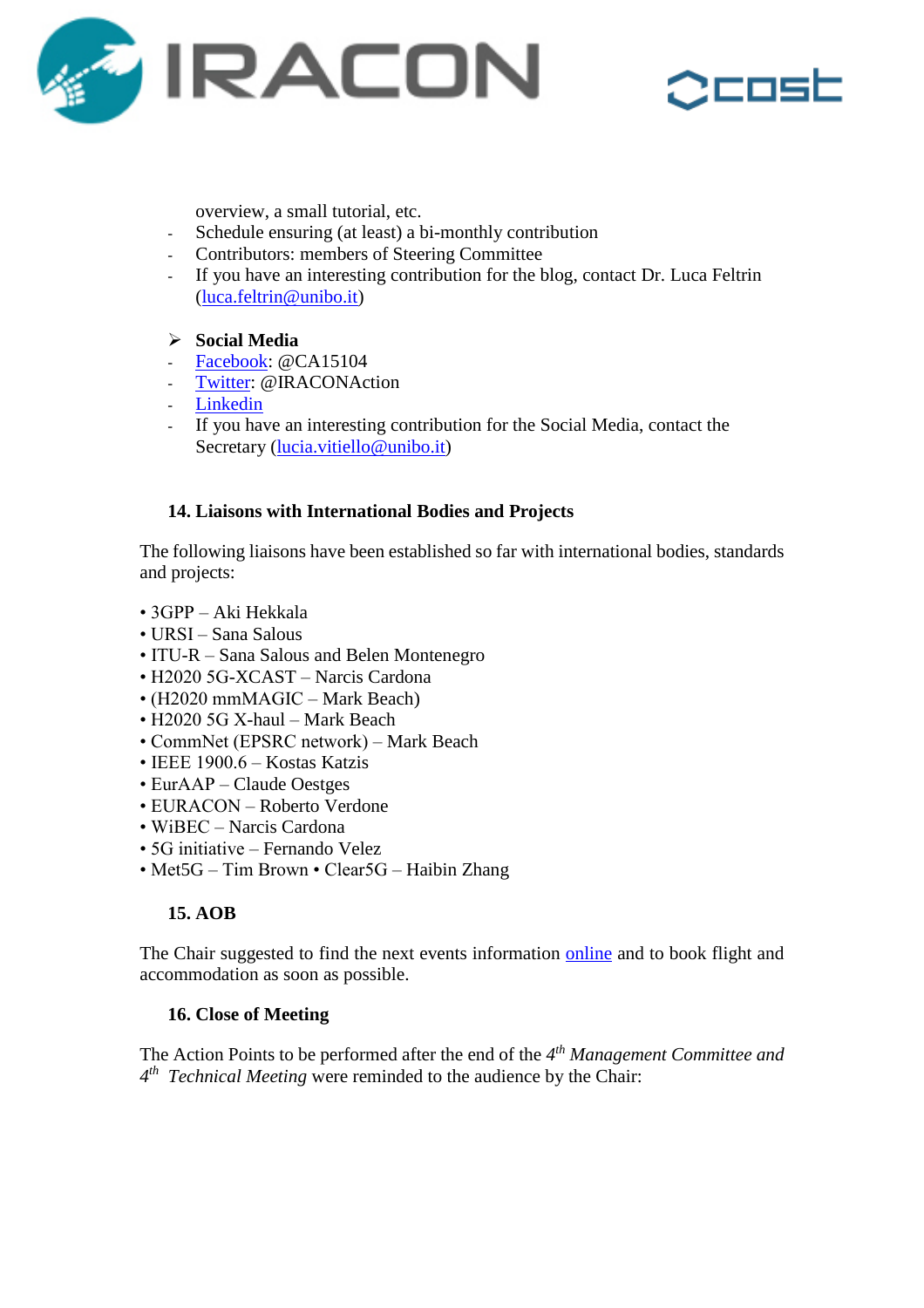overview, a small tutorial, etc.
- Schedule ensuring (at least) a bi-monthly contribution
- Contributors: members of Steering Committee
- If you have an interesting contribution for the blog, contact Dr. Luca Feltrin (luca.feltrin@unibo.it)

➢ **Social Media**
- Facebook: @CA15104
- Twitter: @IRACONAction
- Linkedin
- If you have an interesting contribution for the Social Media, contact the Secretary (lucia.vitiello@unibo.it)

## 14. Liaisons with International Bodies and Projects

The following liaisons have been established so far with international bodies, standards and projects:

- 3GPP – Aki Hekkala
- URSI – Sana Salous
- ITU-R – Sana Salous and Belen Montenegro
- H2020 5G-XCAST – Narcis Cardona
- (H2020 mmMAGIC – Mark Beach)
- H2020 5G X-haul – Mark Beach
- CommNet (EPSRC network) – Mark Beach
- IEEE 1900.6 – Kostas Katzis
- EurAAP – Claude Oestges
- EURACON – Roberto Verdone
- WiBEC – Narcis Cardona
- 5G initiative – Fernando Velez
- Met5G – Tim Brown • Clear5G – Haibin Zhang

## 15. AOB

The Chair suggested to find the next events information online and to book flight and accommodation as soon as possible.

## 16. Close of Meeting

The Action Points to be performed after the end of the *4th Management Committee and 4th Technical Meeting* were reminded to the audience by the Chair: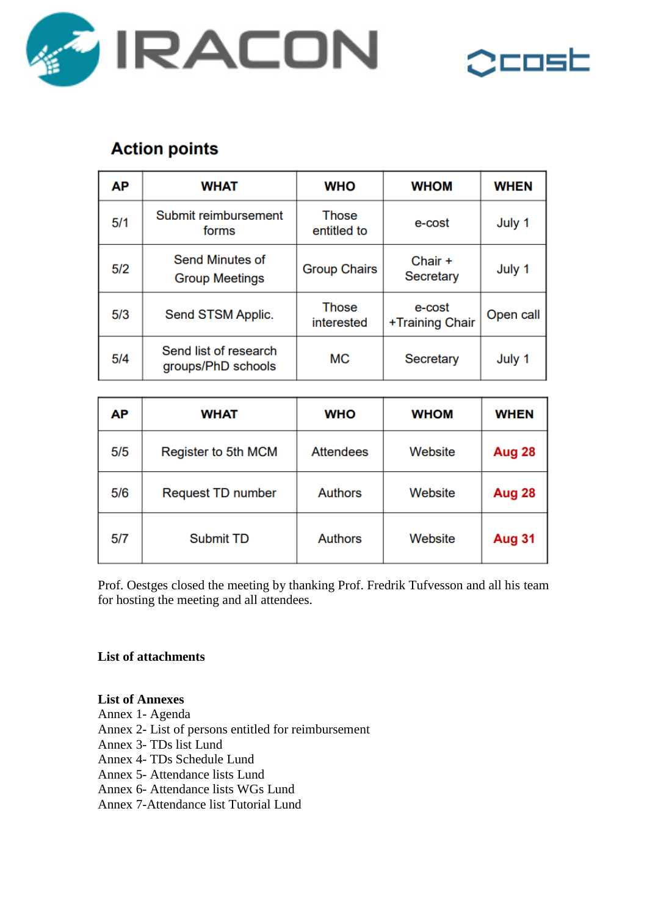## Action points

| AP | WHAT | WHO | WHOM | WHEN |
|---|---|---|---|---|
| 5/1 | Submit reimbursement forms | Those entitled to | e-cost | July 1 |
| 5/2 | Send Minutes of Group Meetings | Group Chairs | Chair + Secretary | July 1 |
| 5/3 | Send STSM Applic. | Those interested | e-cost +Training Chair | Open call |
| 5/4 | Send list of research groups/PhD schools | MC | Secretary | July 1 |

| AP | WHAT | WHO | WHOM | WHEN |
|---|---|---|---|---|
| 5/5 | Register to 5th MCM | Attendees | Website | **Aug 28** |
| 5/6 | Request TD number | Authors | Website | **Aug 28** |
| 5/7 | Submit TD | Authors | Website | **Aug 31** |

Prof. Oestges closed the meeting by thanking Prof. Fredrik Tufvesson and all his team for hosting the meeting and all attendees.

**List of attachments**

**List of Annexes**
Annex 1- Agenda
Annex 2- List of persons entitled for reimbursement
Annex 3- TDs list Lund
Annex 4- TDs Schedule Lund
Annex 5- Attendance lists Lund
Annex 6- Attendance lists WGs Lund
Annex 7-Attendance list Tutorial Lund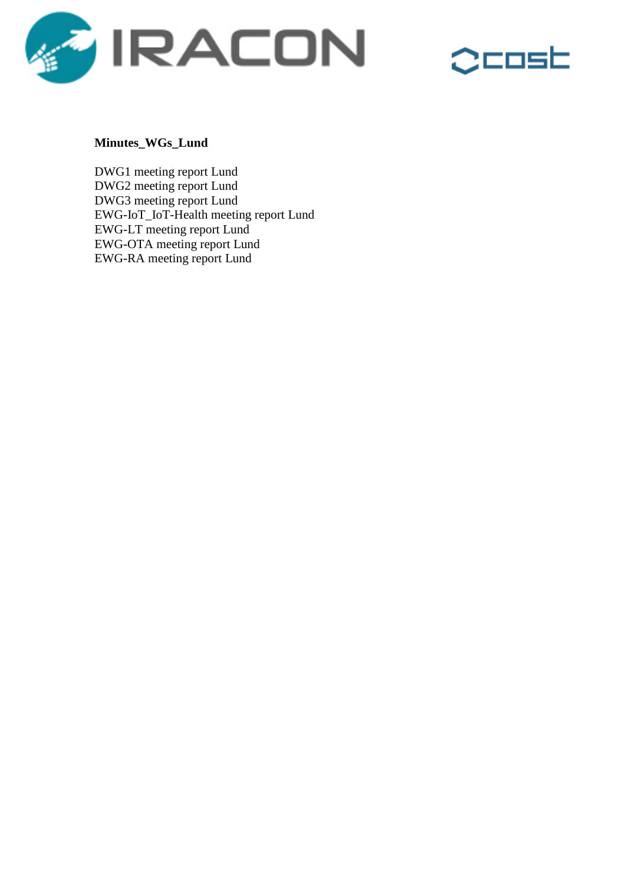**Minutes_WGs_Lund**

DWG1 meeting report Lund
DWG2 meeting report Lund
DWG3 meeting report Lund
EWG-IoT_IoT-Health meeting report Lund
EWG-LT meeting report Lund
EWG-OTA meeting report Lund
EWG-RA meeting report Lund